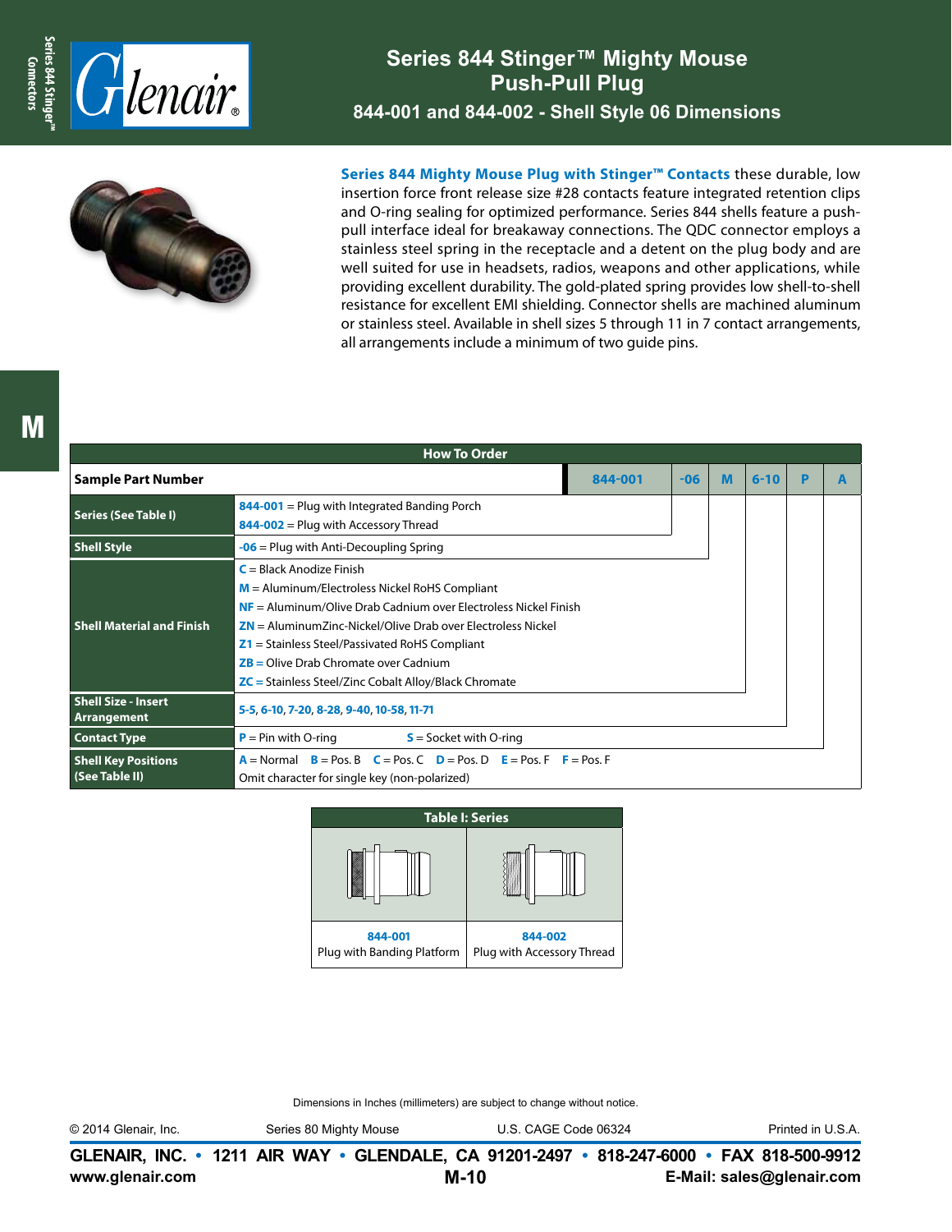# Series 844 Stinger™ Mighty Mouse Push-Pull Plug

## 844-001 and 844-002 - Shell Style 06 Dimensions

**Series 844 Mighty Mouse Plug with Stinger™ Contacts** these durable, low insertion force front release size #28 contacts feature integrated retention clips and O-ring sealing for optimized performance. Series 844 shells feature a push-pull interface ideal for breakaway connections. The QDC connector employs a stainless steel spring in the receptacle and a detent on the plug body and are well suited for use in headsets, radios, weapons and other applications, while providing excellent durability. The gold-plated spring provides low shell-to-shell resistance for excellent EMI shielding. Connector shells are machined aluminum or stainless steel. Available in shell sizes 5 through 11 in 7 contact arrangements, all arrangements include a minimum of two guide pins.

### How To Order

| Sample Part Number | 844-001 | -06 | M | 6-10 | P | A |
|---|---|---|---|---|---|---|
| **Series (See Table I)** | **844-001** = Plug with Integrated Banding Porch<br>**844-002** = Plug with Accessory Thread | | | | | |
| **Shell Style** | **-06** = Plug with Anti-Decoupling Spring | | | | | |
| **Shell Material and Finish** | **C** = Black Anodize Finish<br>**M** = Aluminum/Electroless Nickel RoHS Compliant<br>**NF** = Aluminum/Olive Drab Cadnium over Electroless Nickel Finish<br>**ZN** = AluminumZinc-Nickel/Olive Drab over Electroless Nickel<br>**Z1** = Stainless Steel/Passivated RoHS Compliant<br>**ZB** = Olive Drab Chromate over Cadium<br>**ZC** = Stainless Steel/Zinc Cobalt Alloy/Black Chromate | | | | | |
| **Shell Size - Insert Arrangement** | **5-5, 6-10, 7-20, 8-28, 9-40, 10-58, 11-71** | | | | | |
| **Contact Type** | **P** = Pin with O-ring  **S** = Socket with O-ring | | | | | |
| **Shell Key Positions (See Table II)** | **A** = Normal  **B** = Pos. B  **C** = Pos. C  **D** = Pos. D  **E** = Pos. F  **F** = Pos. F<br>Omit character for single key (non-polarized) | | | | | |

### Table I: Series

| 844-001 | 844-002 |
|---|---|
| Plug with Banding Platform | Plug with Accessory Thread |

Dimensions in Inches (millimeters) are subject to change without notice.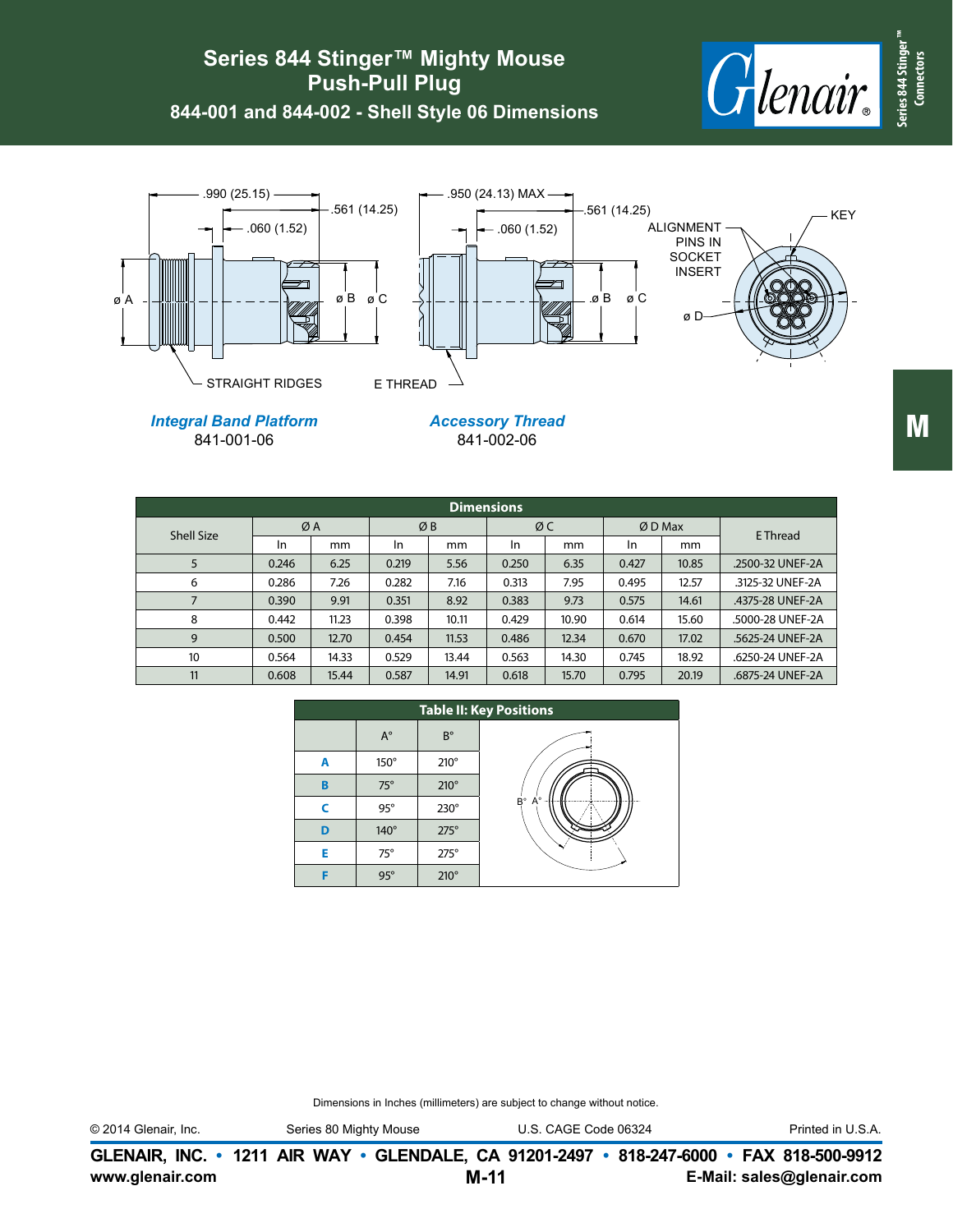# Series 844 Stinger™ Mighty Mouse Push-Pull Plug

## 844-001 and 844-002 - Shell Style 06 Dimensions

.990 (25.15)
.561 (14.25)
.060 (1.52)
ø A
ø B
ø C
STRAIGHT RIDGES

.950 (24.13) MAX
.561 (14.25)
.060 (1.52)
ø B
ø C
E THREAD

ALIGNMENT PINS IN SOCKET INSERT
KEY
ø D

***Integral Band Platform***
841-001-06

***Accessory Thread***
841-002-06

| Dimensions | | | | | | | | | |
|---|---|---|---|---|---|---|---|---|---|
| Shell Size | Ø A | | Ø B | | Ø C | | Ø D Max | | E Thread |
| | In | mm | In | mm | In | mm | In | mm | |
| 5 | 0.246 | 6.25 | 0.219 | 5.56 | 0.250 | 6.35 | 0.427 | 10.85 | .2500-32 UNEF-2A |
| 6 | 0.286 | 7.26 | 0.282 | 7.16 | 0.313 | 7.95 | 0.495 | 12.57 | .3125-32 UNEF-2A |
| 7 | 0.390 | 9.91 | 0.351 | 8.92 | 0.383 | 9.73 | 0.575 | 14.61 | .4375-28 UNEF-2A |
| 8 | 0.442 | 11.23 | 0.398 | 10.11 | 0.429 | 10.90 | 0.614 | 15.60 | .5000-28 UNEF-2A |
| 9 | 0.500 | 12.70 | 0.454 | 11.53 | 0.486 | 12.34 | 0.670 | 17.02 | .5625-24 UNEF-2A |
| 10 | 0.564 | 14.33 | 0.529 | 13.44 | 0.563 | 14.30 | 0.745 | 18.92 | .6250-24 UNEF-2A |
| 11 | 0.608 | 15.44 | 0.587 | 14.91 | 0.618 | 15.70 | 0.795 | 20.19 | .6875-24 UNEF-2A |

**Table II: Key Positions**

| | A° | B° |
|---|---|---|
| **A** | 150° | 210° |
| **B** | 75° | 210° |
| **C** | 95° | 230° |
| **D** | 140° | 275° |
| **E** | 75° | 275° |
| **F** | 95° | 210° |

B° A°

Dimensions in Inches (millimeters) are subject to change without notice.

© 2014 Glenair, Inc. Series 80 Mighty Mouse U.S. CAGE Code 06324 Printed in U.S.A.

**GLENAIR, INC. • 1211 AIR WAY • GLENDALE, CA 91201-2497 • 818-247-6000 • FAX 818-500-9912**

**www.glenair.com** **E-Mail: sales@glenair.com**